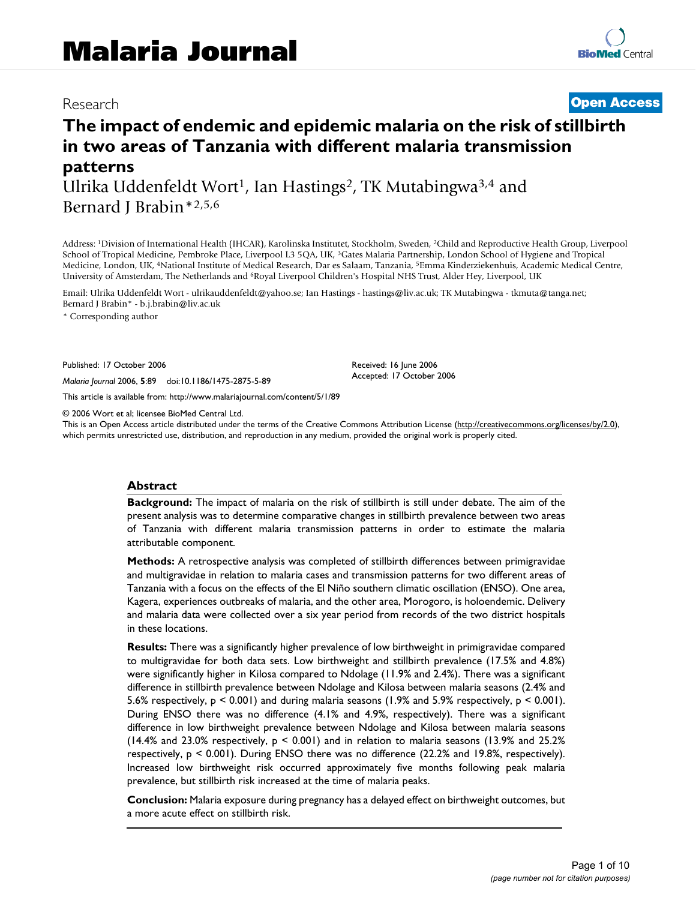# Malaria Journal

Research

**Open Access**

# The impact of endemic and epidemic malaria on the risk of stillbirth in two areas of Tanzania with different malaria transmission patterns

Ulrika Uddenfeldt Wort[1], Ian Hastings[2], TK Mutabingwa[3,4] and Bernard J Brabin*[2,5,6]

Address: [1]Division of International Health (IHCAR), Karolinska Institutet, Stockholm, Sweden, [2]Child and Reproductive Health Group, Liverpool School of Tropical Medicine, Pembroke Place, Liverpool L3 5QA, UK, [3]Gates Malaria Partnership, London School of Hygiene and Tropical Medicine, London, UK, [4]National Institute of Medical Research, Dar es Salaam, Tanzania, [5]Emma Kinderziekenhuis, Academic Medical Centre, University of Amsterdam, The Netherlands and [6]Royal Liverpool Children's Hospital NHS Trust, Alder Hey, Liverpool, UK

Email: Ulrika Uddenfeldt Wort - ulrikauddenfeldt@yahoo.se; Ian Hastings - hastings@liv.ac.uk; TK Mutabingwa - tkmuta@tanga.net; Bernard J Brabin* - b.j.brabin@liv.ac.uk

\* Corresponding author

Published: 17 October 2006

*Malaria Journal* 2006, **5**:89 doi:10.1186/1475-2875-5-89

Received: 16 June 2006
Accepted: 17 October 2006

This article is available from: http://www.malariajournal.com/content/5/1/89

© 2006 Wort et al; licensee BioMed Central Ltd.
This is an Open Access article distributed under the terms of the Creative Commons Attribution License (http://creativecommons.org/licenses/by/2.0), which permits unrestricted use, distribution, and reproduction in any medium, provided the original work is properly cited.

## Abstract

**Background:** The impact of malaria on the risk of stillbirth is still under debate. The aim of the present analysis was to determine comparative changes in stillbirth prevalence between two areas of Tanzania with different malaria transmission patterns in order to estimate the malaria attributable component.

**Methods:** A retrospective analysis was completed of stillbirth differences between primigravidae and multigravidae in relation to malaria cases and transmission patterns for two different areas of Tanzania with a focus on the effects of the El Niño southern climatic oscillation (ENSO). One area, Kagera, experiences outbreaks of malaria, and the other area, Morogoro, is holoendemic. Delivery and malaria data were collected over a six year period from records of the two district hospitals in these locations.

**Results:** There was a significantly higher prevalence of low birthweight in primigravidae compared to multigravidae for both data sets. Low birthweight and stillbirth prevalence (17.5% and 4.8%) were significantly higher in Kilosa compared to Ndolage (11.9% and 2.4%). There was a significant difference in stillbirth prevalence between Ndolage and Kilosa between malaria seasons (2.4% and 5.6% respectively, $p < 0.001$) and during malaria seasons (1.9% and 5.9% respectively, $p < 0.001$). During ENSO there was no difference (4.1% and 4.9%, respectively). There was a significant difference in low birthweight prevalence between Ndolage and Kilosa between malaria seasons (14.4% and 23.0% respectively, $p < 0.001$) and in relation to malaria seasons (13.9% and 25.2% respectively, $p < 0.001$). During ENSO there was no difference (22.2% and 19.8%, respectively). Increased low birthweight risk occurred approximately five months following peak malaria prevalence, but stillbirth risk increased at the time of malaria peaks.

**Conclusion:** Malaria exposure during pregnancy has a delayed effect on birthweight outcomes, but a more acute effect on stillbirth risk.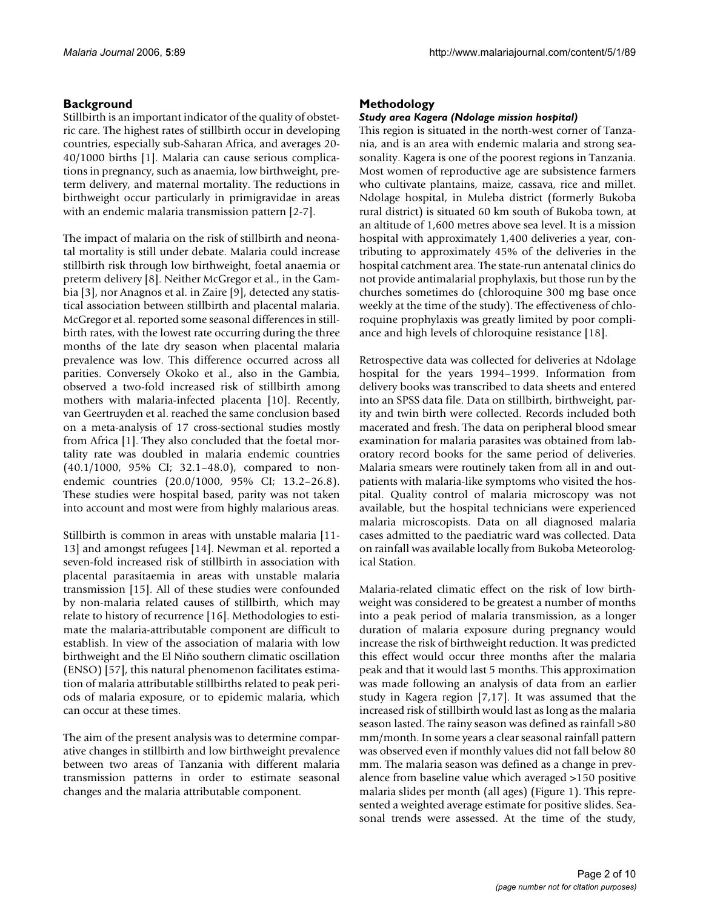## Background

Stillbirth is an important indicator of the quality of obstetric care. The highest rates of stillbirth occur in developing countries, especially sub-Saharan Africa, and averages 20-40/1000 births [1]. Malaria can cause serious complications in pregnancy, such as anaemia, low birthweight, preterm delivery, and maternal mortality. The reductions in birthweight occur particularly in primigravidae in areas with an endemic malaria transmission pattern [2-7].

The impact of malaria on the risk of stillbirth and neonatal mortality is still under debate. Malaria could increase stillbirth risk through low birthweight, foetal anaemia or preterm delivery [8]. Neither McGregor et al., in the Gambia [3], nor Anagnos et al. in Zaire [9], detected any statistical association between stillbirth and placental malaria. McGregor et al. reported some seasonal differences in stillbirth rates, with the lowest rate occurring during the three months of the late dry season when placental malaria prevalence was low. This difference occurred across all parities. Conversely Okoko et al., also in the Gambia, observed a two-fold increased risk of stillbirth among mothers with malaria-infected placenta [10]. Recently, van Geertruyden et al. reached the same conclusion based on a meta-analysis of 17 cross-sectional studies mostly from Africa [1]. They also concluded that the foetal mortality rate was doubled in malaria endemic countries (40.1/1000, 95% CI; 32.1–48.0), compared to non-endemic countries (20.0/1000, 95% CI; 13.2–26.8). These studies were hospital based, parity was not taken into account and most were from highly malarious areas.

Stillbirth is common in areas with unstable malaria [11-13] and amongst refugees [14]. Newman et al. reported a seven-fold increased risk of stillbirth in association with placental parasitaemia in areas with unstable malaria transmission [15]. All of these studies were confounded by non-malaria related causes of stillbirth, which may relate to history of recurrence [16]. Methodologies to estimate the malaria-attributable component are difficult to establish. In view of the association of malaria with low birthweight and the El Niño southern climatic oscillation (ENSO) [57], this natural phenomenon facilitates estimation of malaria attributable stillbirths related to peak periods of malaria exposure, or to epidemic malaria, which can occur at these times.

The aim of the present analysis was to determine comparative changes in stillbirth and low birthweight prevalence between two areas of Tanzania with different malaria transmission patterns in order to estimate seasonal changes and the malaria attributable component.

## Methodology

### *Study area Kagera (Ndolage mission hospital)*

This region is situated in the north-west corner of Tanzania, and is an area with endemic malaria and strong seasonality. Kagera is one of the poorest regions in Tanzania. Most women of reproductive age are subsistence farmers who cultivate plantains, maize, cassava, rice and millet. Ndolage hospital, in Muleba district (formerly Bukoba rural district) is situated 60 km south of Bukoba town, at an altitude of 1,600 metres above sea level. It is a mission hospital with approximately 1,400 deliveries a year, contributing to approximately 45% of the deliveries in the hospital catchment area. The state-run antenatal clinics do not provide antimalarial prophylaxis, but those run by the churches sometimes do (chloroquine 300 mg base once weekly at the time of the study). The effectiveness of chloroquine prophylaxis was greatly limited by poor compliance and high levels of chloroquine resistance [18].

Retrospective data was collected for deliveries at Ndolage hospital for the years 1994–1999. Information from delivery books was transcribed to data sheets and entered into an SPSS data file. Data on stillbirth, birthweight, parity and twin birth were collected. Records included both macerated and fresh. The data on peripheral blood smear examination for malaria parasites was obtained from laboratory record books for the same period of deliveries. Malaria smears were routinely taken from all in and outpatients with malaria-like symptoms who visited the hospital. Quality control of malaria microscopy was not available, but the hospital technicians were experienced malaria microscopists. Data on all diagnosed malaria cases admitted to the paediatric ward was collected. Data on rainfall was available locally from Bukoba Meteorological Station.

Malaria-related climatic effect on the risk of low birthweight was considered to be greatest a number of months into a peak period of malaria transmission, as a longer duration of malaria exposure during pregnancy would increase the risk of birthweight reduction. It was predicted this effect would occur three months after the malaria peak and that it would last 5 months. This approximation was made following an analysis of data from an earlier study in Kagera region [7,17]. It was assumed that the increased risk of stillbirth would last as long as the malaria season lasted. The rainy season was defined as rainfall >80 mm/month. In some years a clear seasonal rainfall pattern was observed even if monthly values did not fall below 80 mm. The malaria season was defined as a change in prevalence from baseline value which averaged >150 positive malaria slides per month (all ages) (Figure 1). This represented a weighted average estimate for positive slides. Seasonal trends were assessed. At the time of the study,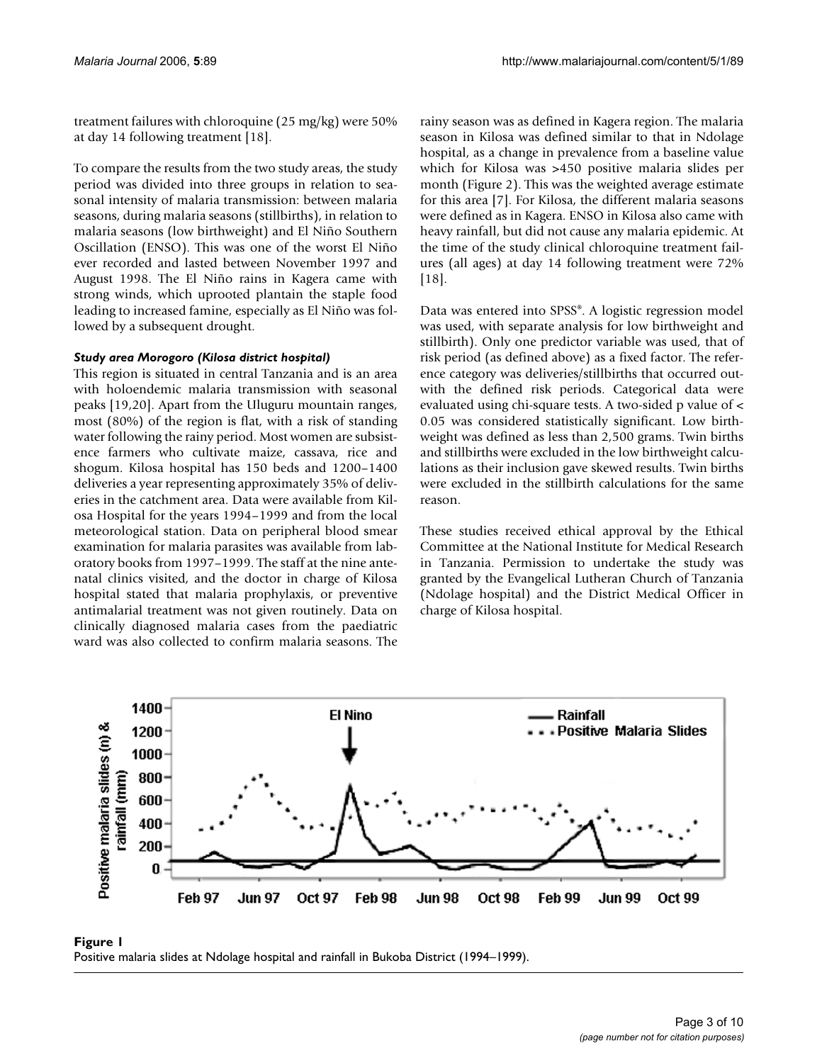treatment failures with chloroquine (25 mg/kg) were 50% at day 14 following treatment [18].

To compare the results from the two study areas, the study period was divided into three groups in relation to seasonal intensity of malaria transmission: between malaria seasons, during malaria seasons (stillbirths), in relation to malaria seasons (low birthweight) and El Niño Southern Oscillation (ENSO). This was one of the worst El Niño ever recorded and lasted between November 1997 and August 1998. The El Niño rains in Kagera came with strong winds, which uprooted plantain the staple food leading to increased famine, especially as El Niño was followed by a subsequent drought.

#### *Study area Morogoro (Kilosa district hospital)*

This region is situated in central Tanzania and is an area with holoendemic malaria transmission with seasonal peaks [19,20]. Apart from the Uluguru mountain ranges, most (80%) of the region is flat, with a risk of standing water following the rainy period. Most women are subsistence farmers who cultivate maize, cassava, rice and shogum. Kilosa hospital has 150 beds and 1200–1400 deliveries a year representing approximately 35% of deliveries in the catchment area. Data were available from Kilosa Hospital for the years 1994–1999 and from the local meteorological station. Data on peripheral blood smear examination for malaria parasites was available from laboratory books from 1997–1999. The staff at the nine antenatal clinics visited, and the doctor in charge of Kilosa hospital stated that malaria prophylaxis, or preventive antimalarial treatment was not given routinely. Data on clinically diagnosed malaria cases from the paediatric ward was also collected to confirm malaria seasons. The rainy season was as defined in Kagera region. The malaria season in Kilosa was defined similar to that in Ndolage hospital, as a change in prevalence from a baseline value which for Kilosa was >450 positive malaria slides per month (Figure 2). This was the weighted average estimate for this area [7]. For Kilosa, the different malaria seasons were defined as in Kagera. ENSO in Kilosa also came with heavy rainfall, but did not cause any malaria epidemic. At the time of the study clinical chloroquine treatment failures (all ages) at day 14 following treatment were 72% [18].

Data was entered into SPSS®. A logistic regression model was used, with separate analysis for low birthweight and stillbirth). Only one predictor variable was used, that of risk period (as defined above) as a fixed factor. The reference category was deliveries/stillbirths that occurred outwith the defined risk periods. Categorical data were evaluated using chi-square tests. A two-sided p value of $< 0.05$ was considered statistically significant. Low birthweight was defined as less than 2,500 grams. Twin births and stillbirths were excluded in the low birthweight calculations as their inclusion gave skewed results. Twin births were excluded in the stillbirth calculations for the same reason.

These studies received ethical approval by the Ethical Committee at the National Institute for Medical Research in Tanzania. Permission to undertake the study was granted by the Evangelical Lutheran Church of Tanzania (Ndolage hospital) and the District Medical Officer in charge of Kilosa hospital.

**Figure 1**
Positive malaria slides at Ndolage hospital and rainfall in Bukoba District (1994–1999).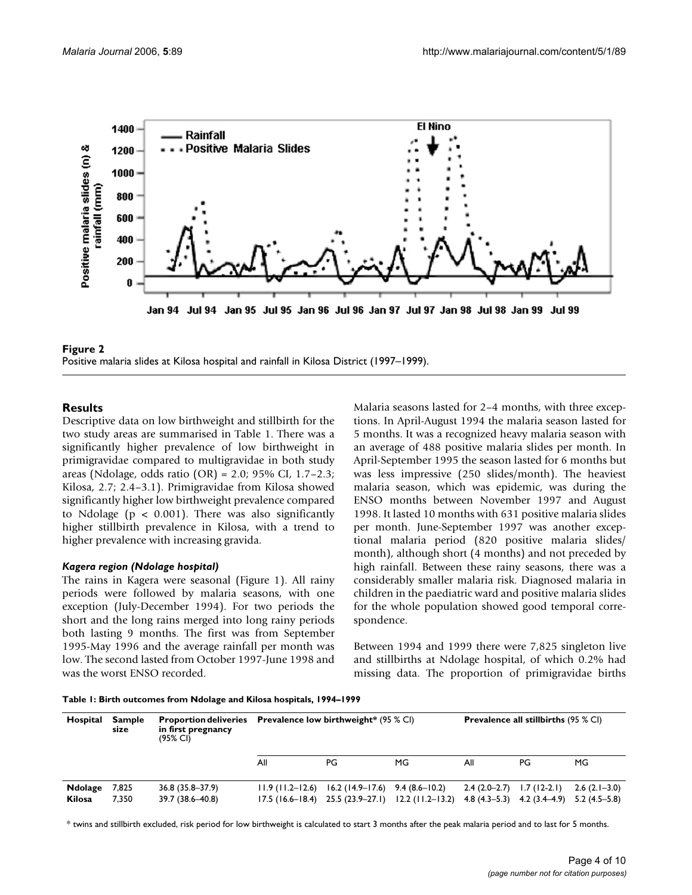**Figure 2**
Positive malaria slides at Kilosa hospital and rainfall in Kilosa District (1997–1999).

## Results

Descriptive data on low birthweight and stillbirth for the two study areas are summarised in Table 1. There was a significantly higher prevalence of low birthweight in primigravidae compared to multigravidae in both study areas (Ndolage, odds ratio (OR) = 2.0; 95% CI, 1.7–2.3; Kilosa, 2.7; 2.4–3.1). Primigravidae from Kilosa showed significantly higher low birthweight prevalence compared to Ndolage ($p < 0.001$). There was also significantly higher stillbirth prevalence in Kilosa, with a trend to higher prevalence with increasing gravida.

### *Kagera region (Ndolage hospital)*

The rains in Kagera were seasonal (Figure 1). All rainy periods were followed by malaria seasons, with one exception (July-December 1994). For two periods the short and the long rains merged into long rainy periods both lasting 9 months. The first was from September 1995-May 1996 and the average rainfall per month was low. The second lasted from October 1997-June 1998 and was the worst ENSO recorded.

Malaria seasons lasted for 2–4 months, with three exceptions. In April-August 1994 the malaria season lasted for 5 months. It was a recognized heavy malaria season with an average of 488 positive malaria slides per month. In April-September 1995 the season lasted for 6 months but was less impressive (250 slides/month). The heaviest malaria season, which was epidemic, was during the ENSO months between November 1997 and August 1998. It lasted 10 months with 631 positive malaria slides per month. June-September 1997 was another exceptional malaria period (820 positive malaria slides/month), although short (4 months) and not preceded by high rainfall. Between these rainy seasons, there was a considerably smaller malaria risk. Diagnosed malaria in children in the paediatric ward and positive malaria slides for the whole population showed good temporal correspondence.

Between 1994 and 1999 there were 7,825 singleton live and stillbirths at Ndolage hospital, of which 0.2% had missing data. The proportion of primigravidae births

**Table 1: Birth outcomes from Ndolage and Kilosa hospitals, 1994–1999**

| Hospital | Sample size | Proportion deliveries in first pregnancy (95% CI) | Prevalence low birthweight* (95 % CI) | | | Prevalence all stillbirths (95 % CI) | | |
|---|---|---|---|---|---|---|---|---|
| | | | All | PG | MG | All | PG | MG |
| **Ndolage** | 7,825 | 36.8 (35.8–37.9) | 11.9 (11.2–12.6) | 16.2 (14.9–17.6) | 9.4 (8.6–10.2) | 2.4 (2.0–2.7) | 1.7 (12-2.1) | 2.6 (2.1–3.0) |
| **Kilosa** | 7,350 | 39.7 (38.6–40.8) | 17.5 (16.6–18.4) | 25.5 (23.9–27.1) | 12.2 (11.2–13.2) | 4.8 (4.3–5.3) | 4.2 (3.4–4.9) | 5.2 (4.5–5.8) |

* twins and stillbirth excluded, risk period for low birthweight is calculated to start 3 months after the peak malaria period and to last for 5 months.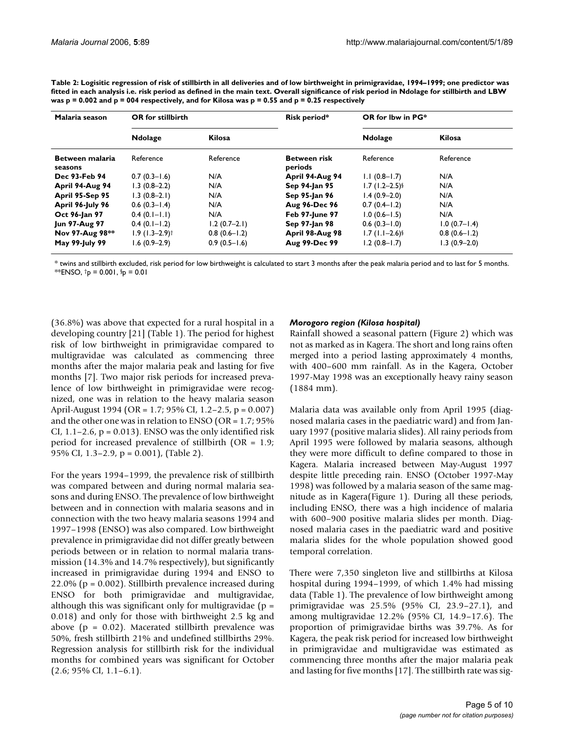**Table 2: Logisitic regression of risk of stillbirth in all deliveries and of low birthweight in primigravidae, 1994–1999; one predictor was fitted in each analysis i.e. risk period as defined in the main text. Overall significance of risk period in Ndolage for stillbirth and LBW was p = 0.002 and p = 004 respectively, and for Kilosa was p = 0.55 and p = 0.25 respectively**

| Malaria season | OR for stillbirth | | Risk period* | OR for lbw in PG* | |
|---|---|---|---|---|---|
| | Ndolage | Kilosa | | Ndolage | Kilosa |
| **Between malaria seasons** | Reference | Reference | **Between risk periods** | Reference | Reference |
| **Dec 93-Feb 94** | 0.7 (0.3–1.6) | N/A | **April 94-Aug 94** | 1.1 (0.8–1.7) | N/A |
| **April 94-Aug 94** | 1.3 (0.8–2.2) | N/A | **Sep 94-Jan 95** | 1.7 (1.2–2.5)§ | N/A |
| **April 95-Sep 95** | 1.3 (0.8–2.1) | N/A | **Sep 95-Jan 96** | 1.4 (0.9–2.0) | N/A |
| **April 96-July 96** | 0.6 (0.3–1.4) | N/A | **Aug 96-Dec 96** | 0.7 (0.4–1.2) | N/A |
| **Oct 96-Jan 97** | 0.4 (0.1–1.1) | N/A | **Feb 97-June 97** | 1.0 (0.6–1.5) | N/A |
| **Jun 97-Aug 97** | 0.4 (0.1–1.2) | 1.2 (0.7–2.1) | **Sep 97-Jan 98** | 0.6 (0.3–1.0) | 1.0 (0.7–1.4) |
| **Nov 97-Aug 98**\*\* | 1.9 (1.3–2.9)† | 0.8 (0.6–1.2) | **April 98-Aug 98** | 1.7 (1.1–2.6)§ | 0.8 (0.6–1.2) |
| **May 99-July 99** | 1.6 (0.9–2.9) | 0.9 (0.5–1.6) | **Aug 99-Dec 99** | 1.2 (0.8–1.7) | 1.3 (0.9–2.0) |

\* twins and stillbirth excluded, risk period for low birthweight is calculated to start 3 months after the peak malaria period and to last for 5 months.
\*\*ENSO, †p = 0.001, §p = 0.01

(36.8%) was above that expected for a rural hospital in a developing country [21] (Table 1). The period for highest risk of low birthweight in primigravidae compared to multigravidae was calculated as commencing three months after the major malaria peak and lasting for five months [7]. Two major risk periods for increased prevalence of low birthweight in primigravidae were recognized, one was in relation to the heavy malaria season April-August 1994 (OR = 1.7; 95% CI, 1.2–2.5, p = 0.007) and the other one was in relation to ENSO (OR = 1.7; 95% CI, 1.1–2.6, p = 0.013). ENSO was the only identified risk period for increased prevalence of stillbirth (OR = 1.9; 95% CI, 1.3–2.9, p = 0.001), (Table 2).

For the years 1994–1999, the prevalence risk of stillbirth was compared between and during normal malaria seasons and during ENSO. The prevalence of low birthweight between and in connection with malaria seasons and in connection with the two heavy malaria seasons 1994 and 1997–1998 (ENSO) was also compared. Low birthweight prevalence in primigravidae did not differ greatly between periods between or in relation to normal malaria transmission (14.3% and 14.7% respectively), but significantly increased in primigravidae during 1994 and ENSO to 22.0% (p = 0.002). Stillbirth prevalence increased during ENSO for both primigravidae and multigravidae, although this was significant only for multigravidae (p = 0.018) and only for those with birthweight 2.5 kg and above (p = 0.02). Macerated stillbirth prevalence was 50%, fresh stillbirth 21% and undefined stillbirths 29%. Regression analysis for stillbirth risk for the individual months for combined years was significant for October (2.6; 95% CI, 1.1–6.1).

### *Morogoro region (Kilosa hospital)*

Rainfall showed a seasonal pattern (Figure 2) which was not as marked as in Kagera. The short and long rains often merged into a period lasting approximately 4 months, with 400–600 mm rainfall. As in the Kagera, October 1997-May 1998 was an exceptionally heavy rainy season (1884 mm).

Malaria data was available only from April 1995 (diagnosed malaria cases in the paediatric ward) and from January 1997 (positive malaria slides). All rainy periods from April 1995 were followed by malaria seasons, although they were more difficult to define compared to those in Kagera. Malaria increased between May-August 1997 despite little preceding rain. ENSO (October 1997-May 1998) was followed by a malaria season of the same magnitude as in Kagera(Figure 1). During all these periods, including ENSO, there was a high incidence of malaria with 600–900 positive malaria slides per month. Diagnosed malaria cases in the paediatric ward and positive malaria slides for the whole population showed good temporal correlation.

There were 7,350 singleton live and stillbirths at Kilosa hospital during 1994–1999, of which 1.4% had missing data (Table 1). The prevalence of low birthweight among primigravidae was 25.5% (95% CI, 23.9–27.1), and among multigravidae 12.2% (95% CI, 14.9–17.6). The proportion of primigravidae births was 39.7%. As for Kagera, the peak risk period for increased low birthweight in primigravidae and multigravidae was estimated as commencing three months after the major malaria peak and lasting for five months [17]. The stillbirth rate was sig-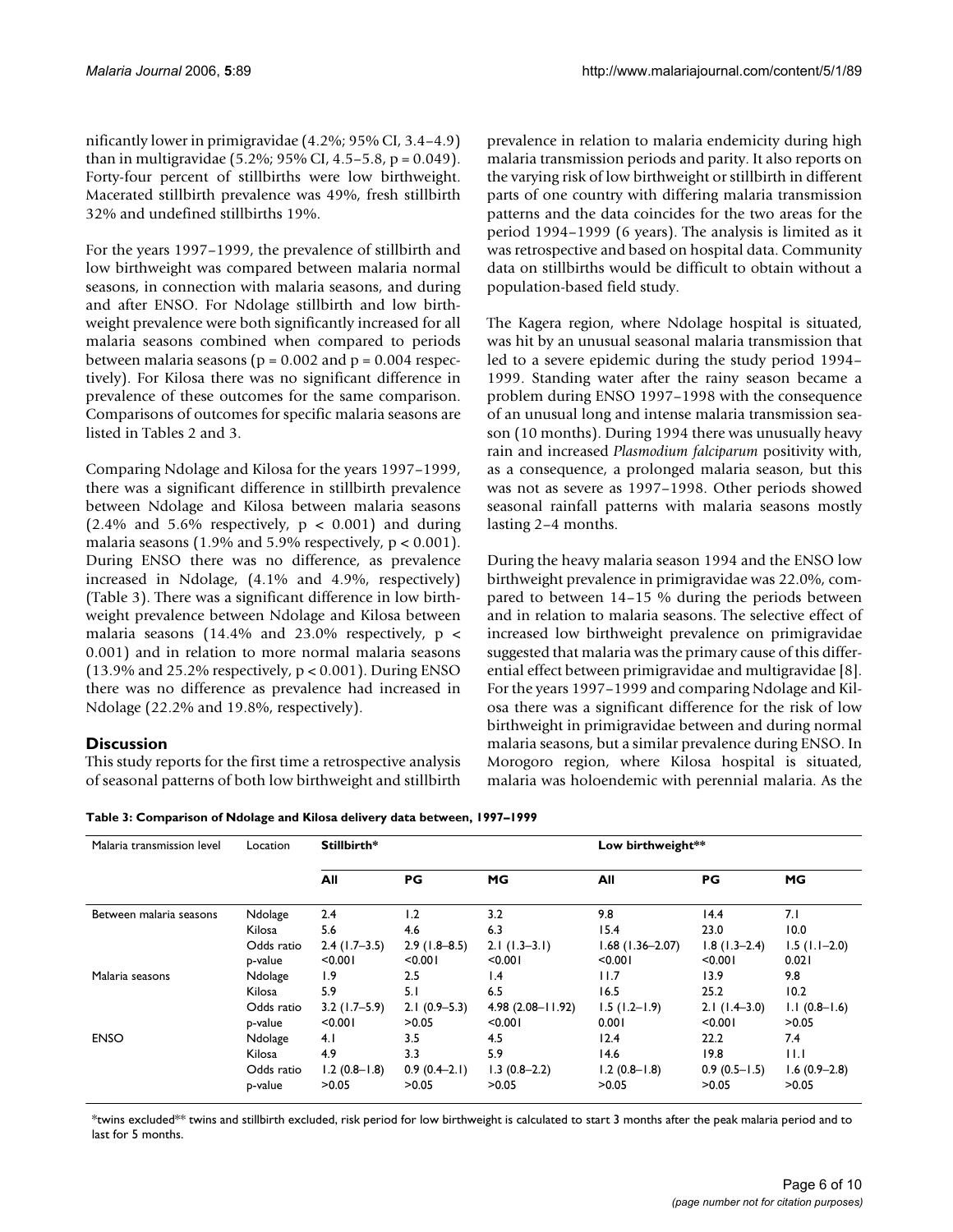nificantly lower in primigravidae (4.2%; 95% CI, 3.4–4.9) than in multigravidae (5.2%; 95% CI, 4.5–5.8, p = 0.049). Forty-four percent of stillbirths were low birthweight. Macerated stillbirth prevalence was 49%, fresh stillbirth 32% and undefined stillbirths 19%.

For the years 1997–1999, the prevalence of stillbirth and low birthweight was compared between malaria normal seasons, in connection with malaria seasons, and during and after ENSO. For Ndolage stillbirth and low birthweight prevalence were both significantly increased for all malaria seasons combined when compared to periods between malaria seasons (p = 0.002 and p = 0.004 respectively). For Kilosa there was no significant difference in prevalence of these outcomes for the same comparison. Comparisons of outcomes for specific malaria seasons are listed in Tables 2 and 3.

Comparing Ndolage and Kilosa for the years 1997–1999, there was a significant difference in stillbirth prevalence between Ndolage and Kilosa between malaria seasons (2.4% and 5.6% respectively, p < 0.001) and during malaria seasons (1.9% and 5.9% respectively, p < 0.001). During ENSO there was no difference, as prevalence increased in Ndolage, (4.1% and 4.9%, respectively) (Table 3). There was a significant difference in low birthweight prevalence between Ndolage and Kilosa between malaria seasons (14.4% and 23.0% respectively, p < 0.001) and in relation to more normal malaria seasons (13.9% and 25.2% respectively, p < 0.001). During ENSO there was no difference as prevalence had increased in Ndolage (22.2% and 19.8%, respectively).

## Discussion

This study reports for the first time a retrospective analysis of seasonal patterns of both low birthweight and stillbirth prevalence in relation to malaria endemicity during high malaria transmission periods and parity. It also reports on the varying risk of low birthweight or stillbirth in different parts of one country with differing malaria transmission patterns and the data coincides for the two areas for the period 1994–1999 (6 years). The analysis is limited as it was retrospective and based on hospital data. Community data on stillbirths would be difficult to obtain without a population-based field study.

The Kagera region, where Ndolage hospital is situated, was hit by an unusual seasonal malaria transmission that led to a severe epidemic during the study period 1994–1999. Standing water after the rainy season became a problem during ENSO 1997–1998 with the consequence of an unusual long and intense malaria transmission season (10 months). During 1994 there was unusually heavy rain and increased *Plasmodium falciparum* positivity with, as a consequence, a prolonged malaria season, but this was not as severe as 1997–1998. Other periods showed seasonal rainfall patterns with malaria seasons mostly lasting 2–4 months.

During the heavy malaria season 1994 and the ENSO low birthweight prevalence in primigravidae was 22.0%, compared to between 14–15 % during the periods between and in relation to malaria seasons. The selective effect of increased low birthweight prevalence on primigravidae suggested that malaria was the primary cause of this differential effect between primigravidae and multigravidae [8]. For the years 1997–1999 and comparing Ndolage and Kilosa there was a significant difference for the risk of low birthweight in primigravidae between and during normal malaria seasons, but a similar prevalence during ENSO. In Morogoro region, where Kilosa hospital is situated, malaria was holoendemic with perennial malaria. As the

**Table 3: Comparison of Ndolage and Kilosa delivery data between, 1997–1999**

| Malaria transmission level | Location | Stillbirth* | | | Low birthweight** | | |
|---|---|---|---|---|---|---|---|
| | | **All** | **PG** | **MG** | **All** | **PG** | **MG** |
| Between malaria seasons | Ndolage | 2.4 | 1.2 | 3.2 | 9.8 | 14.4 | 7.1 |
| | Kilosa | 5.6 | 4.6 | 6.3 | 15.4 | 23.0 | 10.0 |
| | Odds ratio | 2.4 (1.7–3.5) | 2.9 (1.8–8.5) | 2.1 (1.3–3.1) | 1.68 (1.36–2.07) | 1.8 (1.3–2.4) | 1.5 (1.1–2.0) |
| | p-value | <0.001 | <0.001 | <0.001 | <0.001 | <0.001 | 0.021 |
| Malaria seasons | Ndolage | 1.9 | 2.5 | 1.4 | 11.7 | 13.9 | 9.8 |
| | Kilosa | 5.9 | 5.1 | 6.5 | 16.5 | 25.2 | 10.2 |
| | Odds ratio | 3.2 (1.7–5.9) | 2.1 (0.9–5.3) | 4.98 (2.08–11.92) | 1.5 (1.2–1.9) | 2.1 (1.4–3.0) | 1.1 (0.8–1.6) |
| | p-value | <0.001 | >0.05 | <0.001 | 0.001 | <0.001 | >0.05 |
| ENSO | Ndolage | 4.1 | 3.5 | 4.5 | 12.4 | 22.2 | 7.4 |
| | Kilosa | 4.9 | 3.3 | 5.9 | 14.6 | 19.8 | 11.1 |
| | Odds ratio | 1.2 (0.8–1.8) | 0.9 (0.4–2.1) | 1.3 (0.8–2.2) | 1.2 (0.8–1.8) | 0.9 (0.5–1.5) | 1.6 (0.9–2.8) |
| | p-value | >0.05 | >0.05 | >0.05 | >0.05 | >0.05 | >0.05 |

*twins excluded** twins and stillbirth excluded, risk period for low birthweight is calculated to start 3 months after the peak malaria period and to last for 5 months.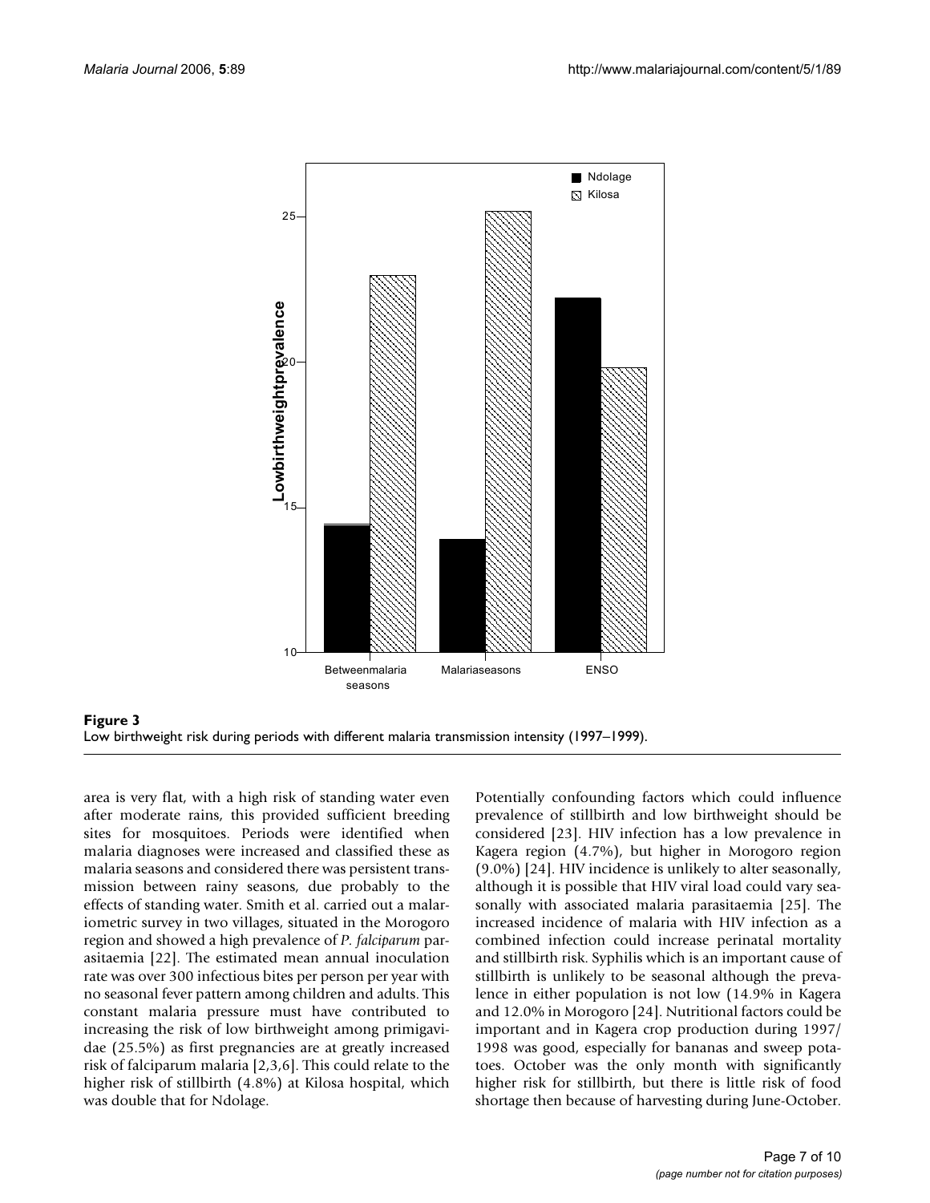**Figure 3**
Low birthweight risk during periods with different malaria transmission intensity (1997–1999).

area is very flat, with a high risk of standing water even after moderate rains, this provided sufficient breeding sites for mosquitoes. Periods were identified when malaria diagnoses were increased and classified these as malaria seasons and considered there was persistent transmission between rainy seasons, due probably to the effects of standing water. Smith et al. carried out a malariometric survey in two villages, situated in the Morogoro region and showed a high prevalence of *P. falciparum* parasitaemia [22]. The estimated mean annual inoculation rate was over 300 infectious bites per person per year with no seasonal fever pattern among children and adults. This constant malaria pressure must have contributed to increasing the risk of low birthweight among primigavidae (25.5%) as first pregnancies are at greatly increased risk of falciparum malaria [2,3,6]. This could relate to the higher risk of stillbirth (4.8%) at Kilosa hospital, which was double that for Ndolage.

Potentially confounding factors which could influence prevalence of stillbirth and low birthweight should be considered [23]. HIV infection has a low prevalence in Kagera region (4.7%), but higher in Morogoro region (9.0%) [24]. HIV incidence is unlikely to alter seasonally, although it is possible that HIV viral load could vary seasonally with associated malaria parasitaemia [25]. The increased incidence of malaria with HIV infection as a combined infection could increase perinatal mortality and stillbirth risk. Syphilis which is an important cause of stillbirth is unlikely to be seasonal although the prevalence in either population is not low (14.9% in Kagera and 12.0% in Morogoro [24]. Nutritional factors could be important and in Kagera crop production during 1997/1998 was good, especially for bananas and sweep potatoes. October was the only month with significantly higher risk for stillbirth, but there is little risk of food shortage then because of harvesting during June-October.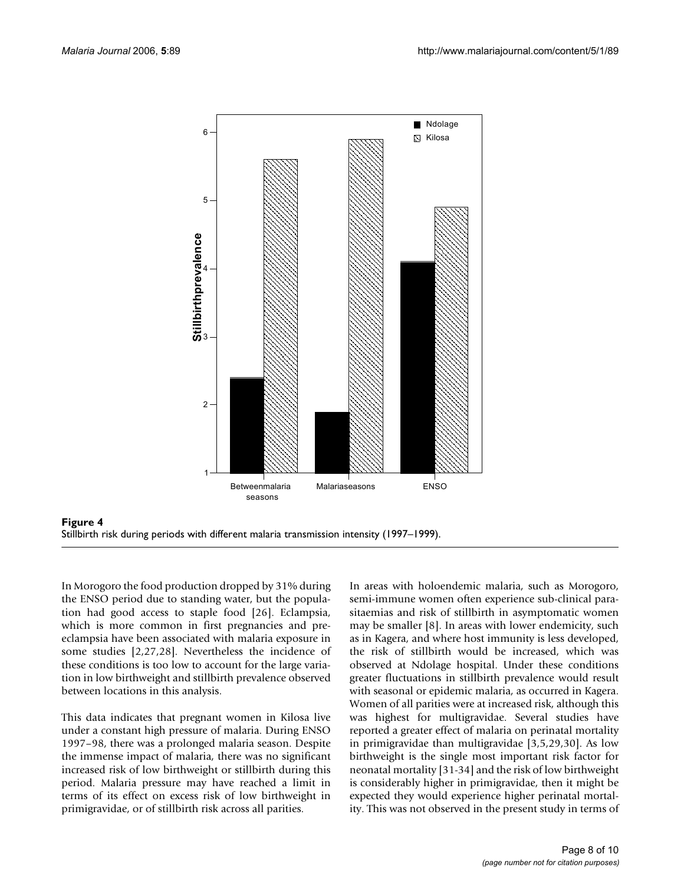**Figure 4**
Stillbirth risk during periods with different malaria transmission intensity (1997–1999).

In Morogoro the food production dropped by 31% during the ENSO period due to standing water, but the population had good access to staple food [26]. Eclampsia, which is more common in first pregnancies and preeclampsia have been associated with malaria exposure in some studies [2,27,28]. Nevertheless the incidence of these conditions is too low to account for the large variation in low birthweight and stillbirth prevalence observed between locations in this analysis.

This data indicates that pregnant women in Kilosa live under a constant high pressure of malaria. During ENSO 1997–98, there was a prolonged malaria season. Despite the immense impact of malaria, there was no significant increased risk of low birthweight or stillbirth during this period. Malaria pressure may have reached a limit in terms of its effect on excess risk of low birthweight in primigravidae, or of stillbirth risk across all parities.

In areas with holoendemic malaria, such as Morogoro, semi-immune women often experience sub-clinical parasitaemias and risk of stillbirth in asymptomatic women may be smaller [8]. In areas with lower endemicity, such as in Kagera, and where host immunity is less developed, the risk of stillbirth would be increased, which was observed at Ndolage hospital. Under these conditions greater fluctuations in stillbirth prevalence would result with seasonal or epidemic malaria, as occurred in Kagera. Women of all parities were at increased risk, although this was highest for multigravidae. Several studies have reported a greater effect of malaria on perinatal mortality in primigravidae than multigravidae [3,5,29,30]. As low birthweight is the single most important risk factor for neonatal mortality [31-34] and the risk of low birthweight is considerably higher in primigravidae, then it might be expected they would experience higher perinatal mortality. This was not observed in the present study in terms of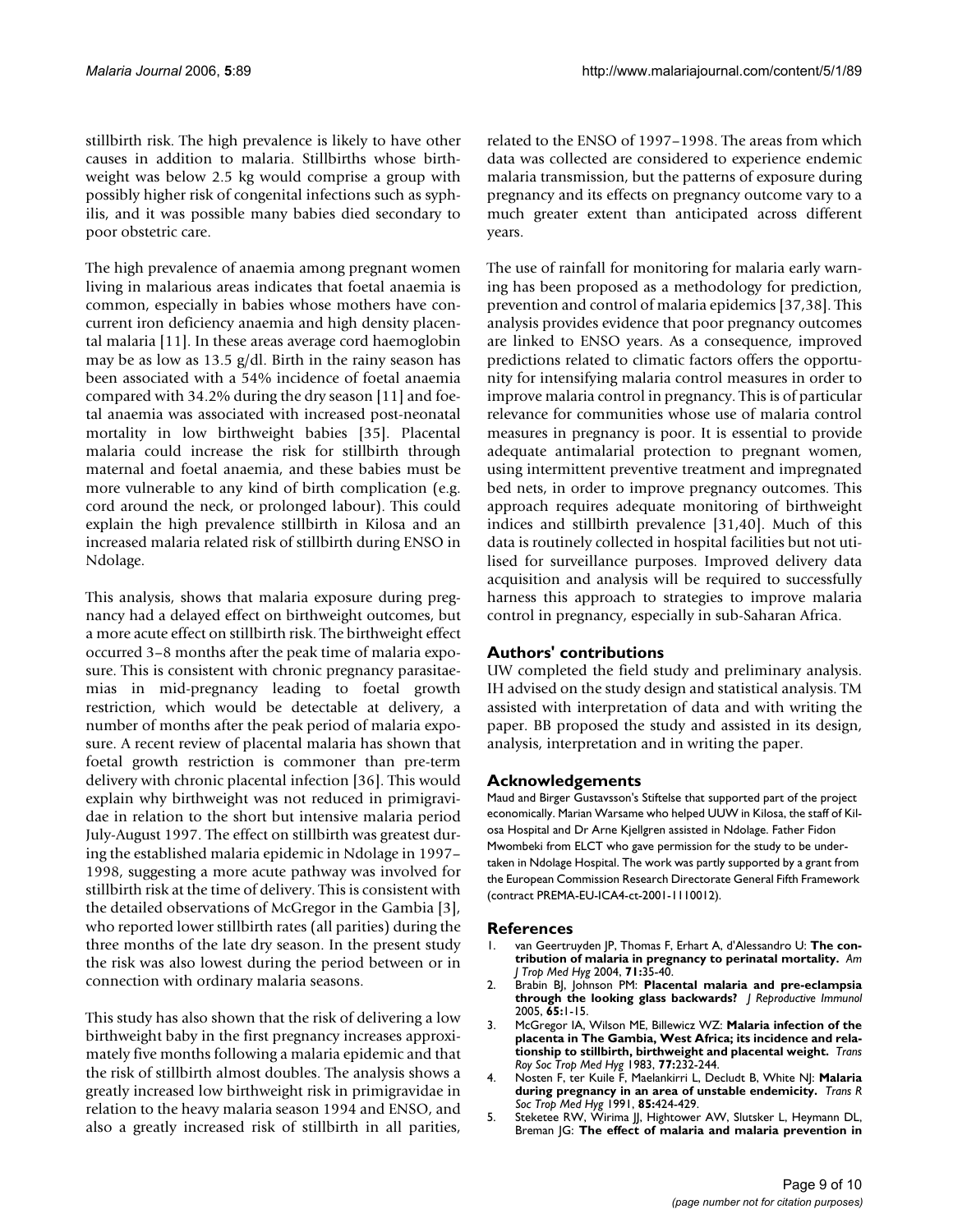stillbirth risk. The high prevalence is likely to have other causes in addition to malaria. Stillbirths whose birthweight was below 2.5 kg would comprise a group with possibly higher risk of congenital infections such as syphilis, and it was possible many babies died secondary to poor obstetric care.

The high prevalence of anaemia among pregnant women living in malarious areas indicates that foetal anaemia is common, especially in babies whose mothers have concurrent iron deficiency anaemia and high density placental malaria [11]. In these areas average cord haemoglobin may be as low as 13.5 g/dl. Birth in the rainy season has been associated with a 54% incidence of foetal anaemia compared with 34.2% during the dry season [11] and foetal anaemia was associated with increased post-neonatal mortality in low birthweight babies [35]. Placental malaria could increase the risk for stillbirth through maternal and foetal anaemia, and these babies must be more vulnerable to any kind of birth complication (e.g. cord around the neck, or prolonged labour). This could explain the high prevalence stillbirth in Kilosa and an increased malaria related risk of stillbirth during ENSO in Ndolage.

This analysis, shows that malaria exposure during pregnancy had a delayed effect on birthweight outcomes, but a more acute effect on stillbirth risk. The birthweight effect occurred 3–8 months after the peak time of malaria exposure. This is consistent with chronic pregnancy parasitaemias in mid-pregnancy leading to foetal growth restriction, which would be detectable at delivery, a number of months after the peak period of malaria exposure. A recent review of placental malaria has shown that foetal growth restriction is commoner than pre-term delivery with chronic placental infection [36]. This would explain why birthweight was not reduced in primigravidae in relation to the short but intensive malaria period July-August 1997. The effect on stillbirth was greatest during the established malaria epidemic in Ndolage in 1997–1998, suggesting a more acute pathway was involved for stillbirth risk at the time of delivery. This is consistent with the detailed observations of McGregor in the Gambia [3], who reported lower stillbirth rates (all parities) during the three months of the late dry season. In the present study the risk was also lowest during the period between or in connection with ordinary malaria seasons.

This study has also shown that the risk of delivering a low birthweight baby in the first pregnancy increases approximately five months following a malaria epidemic and that the risk of stillbirth almost doubles. The analysis shows a greatly increased low birthweight risk in primigravidae in relation to the heavy malaria season 1994 and ENSO, and also a greatly increased risk of stillbirth in all parities, related to the ENSO of 1997–1998. The areas from which data was collected are considered to experience endemic malaria transmission, but the patterns of exposure during pregnancy and its effects on pregnancy outcome vary to a much greater extent than anticipated across different years.

The use of rainfall for monitoring for malaria early warning has been proposed as a methodology for prediction, prevention and control of malaria epidemics [37,38]. This analysis provides evidence that poor pregnancy outcomes are linked to ENSO years. As a consequence, improved predictions related to climatic factors offers the opportunity for intensifying malaria control measures in order to improve malaria control in pregnancy. This is of particular relevance for communities whose use of malaria control measures in pregnancy is poor. It is essential to provide adequate antimalarial protection to pregnant women, using intermittent preventive treatment and impregnated bed nets, in order to improve pregnancy outcomes. This approach requires adequate monitoring of birthweight indices and stillbirth prevalence [31,40]. Much of this data is routinely collected in hospital facilities but not utilised for surveillance purposes. Improved delivery data acquisition and analysis will be required to successfully harness this approach to strategies to improve malaria control in pregnancy, especially in sub-Saharan Africa.

## Authors' contributions

UW completed the field study and preliminary analysis. IH advised on the study design and statistical analysis. TM assisted with interpretation of data and with writing the paper. BB proposed the study and assisted in its design, analysis, interpretation and in writing the paper.

## Acknowledgements

Maud and Birger Gustavsson's Stiftelse that supported part of the project economically. Marian Warsame who helped UUW in Kilosa, the staff of Kilosa Hospital and Dr Arne Kjellgren assisted in Ndolage. Father Fidon Mwombeki from ELCT who gave permission for the study to be undertaken in Ndolage Hospital. The work was partly supported by a grant from the European Commission Research Directorate General Fifth Framework (contract PREMA-EU-ICA4-ct-2001-1110012).

## References

1. van Geertruyden JP, Thomas F, Erhart A, d'Alessandro U: **The contribution of malaria in pregnancy to perinatal mortality.** *Am J Trop Med Hyg* 2004, **71:**35-40.
2. Brabin BJ, Johnson PM: **Placental malaria and pre-eclampsia through the looking glass backwards?** *J Reproductive Immunol* 2005, **65:**1-15.
3. McGregor IA, Wilson ME, Billewicz WZ: **Malaria infection of the placenta in The Gambia, West Africa; its incidence and relationship to stillbirth, birthweight and placental weight.** *Trans Roy Soc Trop Med Hyg* 1983, **77:**232-244.
4. Nosten F, ter Kuile F, Maelankirri L, Decludt B, White NJ: **Malaria during pregnancy in an area of unstable endemicity.** *Trans R Soc Trop Med Hyg* 1991, **85:**424-429.
5. Steketee RW, Wirima JJ, Hightower AW, Slutsker L, Heymann DL, Breman JG: **The effect of malaria and malaria prevention in**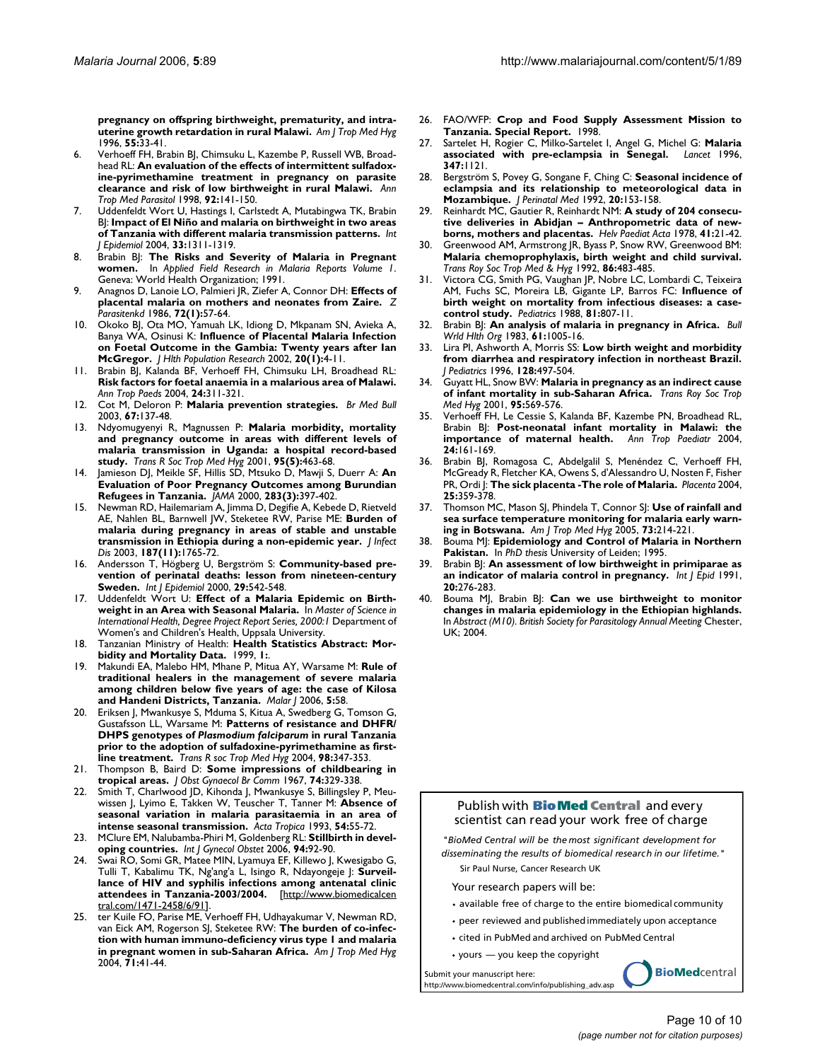**pregnancy on offspring birthweight, prematurity, and intrauterine growth retardation in rural Malawi.** *Am J Trop Med Hyg* 1996, **55:**33-41.

6. Verhoeff FH, Brabin BJ, Chimsuku L, Kazembe P, Russell WB, Broadhead RL: **An evaluation of the effects of intermittent sulfadoxine-pyrimethamine treatment in pregnancy on parasite clearance and risk of low birthweight in rural Malawi.** *Ann Trop Med Parasitol* 1998, **92:**141-150.
7. Uddenfeldt Wort U, Hastings I, Carlstedt A, Mutabingwa TK, Brabin BJ: **Impact of El Niño and malaria on birthweight in two areas of Tanzania with different malaria transmission patterns.** *Int J Epidemiol* 2004, **33:**1311-1319.
8. Brabin BJ: **The Risks and Severity of Malaria in Pregnant women.** In *Applied Field Research in Malaria Reports Volume 1*. Geneva: World Health Organization; 1991.
9. Anagnos D, Lanoie LO, Palmieri JR, Ziefer A, Connor DH: **Effects of placental malaria on mothers and neonates from Zaire.** *Z Parasitenkd* 1986, **72(1):**57-64.
10. Okoko BJ, Ota MO, Yamuah LK, Idiong D, Mkpanam SN, Avieka A, Banya WA, Osinusi K: **Influence of Placental Malaria Infection on Foetal Outcome in the Gambia: Twenty years after Ian McGregor.** *J Hlth Population Research* 2002, **20(1):**4-11.
11. Brabin BJ, Kalanda BF, Verhoeff FH, Chimsuku LH, Broadhead RL: **Risk factors for foetal anaemia in a malarious area of Malawi.** *Ann Trop Paeds* 2004, **24:**311-321.
12. Cot M, Deloron P: **Malaria prevention strategies.** *Br Med Bull* 2003, **67:**137-48.
13. Ndyomugyenyi R, Magnussen P: **Malaria morbidity, mortality and pregnancy outcome in areas with different levels of malaria transmission in Uganda: a hospital record-based study.** *Trans R Soc Trop Med Hyg* 2001, **95(5):**463-68.
14. Jamieson DJ, Meikle SF, Hillis SD, Mtsuko D, Mawji S, Duerr A: **An Evaluation of Poor Pregnancy Outcomes among Burundian Refugees in Tanzania.** *JAMA* 2000, **283(3):**397-402.
15. Newman RD, Hailemariam A, Jimma D, Degifie A, Kebede D, Rietveld AE, Nahlen BL, Barnwell JW, Steketee RW, Parise ME: **Burden of malaria during pregnancy in areas of stable and unstable transmission in Ethiopia during a non-epidemic year.** *J Infect Dis* 2003, **187(11):**1765-72.
16. Andersson T, Högberg U, Bergström S: **Community-based prevention of perinatal deaths: lesson from nineteen-century Sweden.** *Int J Epidemiol* 2000, **29:**542-548.
17. Uddenfeldt Wort U: **Effect of a Malaria Epidemic on Birthweight in an Area with Seasonal Malaria.** In *Master of Science in International Health, Degree Project Report Series, 2000:1* Department of Women's and Children's Health, Uppsala University.
18. Tanzanian Ministry of Health: **Health Statistics Abstract: Morbidity and Mortality Data.** 1999, **1:**.
19. Makundi EA, Malebo HM, Mhane P, Mitua AY, Warsame M: **Rule of traditional healers in the management of severe malaria among children below five years of age: the case of Kilosa and Handeni Districts, Tanzania.** *Malar J* 2006, **5:**58.
20. Eriksen J, Mwankusye S, Mduma S, Kitua A, Swedberg G, Tomson G, Gustafsson LL, Warsame M: **Patterns of resistance and DHFR/DHPS genotypes of *Plasmodium falciparum* in rural Tanzania prior to the adoption of sulfadoxine-pyrimethamine as first-line treatment.** *Trans R soc Trop Med Hyg* 2004, **98:**347-353.
21. Thompson B, Baird D: **Some impressions of childbearing in tropical areas.** *J Obst Gynaecol Br Comm* 1967, **74:**329-338.
22. Smith T, Charlwood JD, Kihonda J, Mwankusye S, Billingsley P, Meuwissen J, Lyimo E, Takken W, Teuscher T, Tanner M: **Absence of seasonal variation in malaria parasitaemia in an area of intense seasonal transmission.** *Acta Tropica* 1993, **54:**55-72.
23. MClure EM, Nalubamba-Phiri M, Goldenberg RL: **Stillbirth in developing countries.** *Int J Gynecol Obstet* 2006, **94:**92-90.
24. Swai RO, Somi GR, Matee MIN, Lyamuya EF, Killewo J, Kwesigabo G, Tulli T, Kabalimu TK, Ng'ang'a L, Isingo R, Ndayongeje J: **Surveillance of HIV and syphilis infections among antenatal clinic attendees in Tanzania-2003/2004.** [http://www.biomedicalcentral.com/1471-2458/6/91].
25. ter Kuile FO, Parise ME, Verhoeff FH, Udhayakumar V, Newman RD, van Eick AM, Rogerson SJ, Steketee RW: **The burden of co-infection with human immuno-deficiency virus type 1 and malaria in pregnant women in sub-Saharan Africa.** *Am J Trop Med Hyg* 2004, **71:**41-44.
26. FAO/WFP: **Crop and Food Supply Assessment Mission to Tanzania. Special Report.** 1998.
27. Sartelet H, Rogier C, Milko-Sartelet I, Angel G, Michel G: **Malaria associated with pre-eclampsia in Senegal.** *Lancet* 1996, **347:**1121.
28. Bergström S, Povey G, Songane F, Ching C: **Seasonal incidence of eclampsia and its relationship to meteorological data in Mozambique.** *J Perinatal Med* 1992, **20:**153-158.
29. Reinhardt MC, Gautier R, Reinhardt NM: **A study of 204 consecutive deliveries in Abidjan – Anthropometric data of newborns, mothers and placentas.** *Helv Paediat Acta* 1978, **41:**21-42.
30. Greenwood AM, Armstrong JR, Byass P, Snow RW, Greenwood BM: **Malaria chemoprophylaxis, birth weight and child survival.** *Trans Roy Soc Trop Med & Hyg* 1992, **86:**483-485.
31. Victora CG, Smith PG, Vaughan JP, Nobre LC, Lombardi C, Teixeira AM, Fuchs SC, Moreira LB, Gigante LP, Barros FC: **Influence of birth weight on mortality from infectious diseases: a case-control study.** *Pediatrics* 1988, **81:**807-11.
32. Brabin BJ: **An analysis of malaria in pregnancy in Africa.** *Bull Wrld Hlth Org* 1983, **61:**1005-16.
33. Lira PI, Ashworth A, Morris SS: **Low birth weight and morbidity from diarrhea and respiratory infection in northeast Brazil.** *J Pediatrics* 1996, **128:**497-504.
34. Guyatt HL, Snow BW: **Malaria in pregnancy as an indirect cause of infant mortality in sub-Saharan Africa.** *Trans Roy Soc Trop Med Hyg* 2001, **95:**569-576.
35. Verhoeff FH, Le Cessie S, Kalanda BF, Kazembe PN, Broadhead RL, Brabin BJ: **Post-neonatal infant mortality in Malawi: the importance of maternal health.** *Ann Trop Paediatr* 2004, **24:**161-169.
36. Brabin BJ, Romagosa C, Abdelgalil S, Menéndez C, Verhoeff FH, McGready R, Fletcher KA, Owens S, d'Alessandro U, Nosten F, Fisher PR, Ordi J: **The sick placenta -The role of Malaria.** *Placenta* 2004, **25:**359-378.
37. Thomson MC, Mason SJ, Phindela T, Connor SJ: **Use of rainfall and sea surface temperature monitoring for malaria early warning in Botswana.** *Am J Trop Med Hyg* 2005, **73:**214-221.
38. Bouma MJ: **Epidemiology and Control of Malaria in Northern Pakistan.** In *PhD thesis* University of Leiden; 1995.
39. Brabin BJ: **An assessment of low birthweight in primiparae as an indicator of malaria control in pregnancy.** *Int J Epid* 1991, **20:**276-283.
40. Bouma MJ, Brabin BJ: **Can we use birthweight to monitor changes in malaria epidemiology in the Ethiopian highlands.** In *Abstract (M10). British Society for Parasitology Annual Meeting* Chester, UK; 2004.

Publish with **BioMed Central** and every scientist can read your work free of charge

*"BioMed Central will be the most significant development for disseminating the results of biomedical research in our lifetime."*
Sir Paul Nurse, Cancer Research UK

Your research papers will be:

- available free of charge to the entire biomedical community
- peer reviewed and published immediately upon acceptance
- cited in PubMed and archived on PubMed Central
- yours — you keep the copyright

Submit your manuscript here:
http://www.biomedcentral.com/info/publishing_adv.asp

BioMedcentral